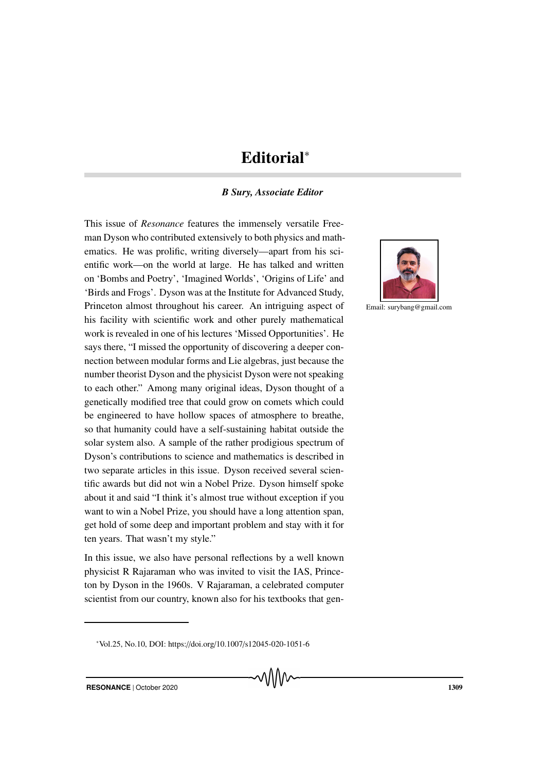# Editorial[*]

***B Sury, Associate Editor***

Email: surybang@gmail.com

This issue of *Resonance* features the immensely versatile Freeman Dyson who contributed extensively to both physics and mathematics. He was prolific, writing diversely—apart from his scientific work—on the world at large. He has talked and written on 'Bombs and Poetry', 'Imagined Worlds', 'Origins of Life' and 'Birds and Frogs'. Dyson was at the Institute for Advanced Study, Princeton almost throughout his career. An intriguing aspect of his facility with scientific work and other purely mathematical work is revealed in one of his lectures 'Missed Opportunities'. He says there, "I missed the opportunity of discovering a deeper connection between modular forms and Lie algebras, just because the number theorist Dyson and the physicist Dyson were not speaking to each other." Among many original ideas, Dyson thought of a genetically modified tree that could grow on comets which could be engineered to have hollow spaces of atmosphere to breathe, so that humanity could have a self-sustaining habitat outside the solar system also. A sample of the rather prodigious spectrum of Dyson's contributions to science and mathematics is described in two separate articles in this issue. Dyson received several scientific awards but did not win a Nobel Prize. Dyson himself spoke about it and said "I think it's almost true without exception if you want to win a Nobel Prize, you should have a long attention span, get hold of some deep and important problem and stay with it for ten years. That wasn't my style."

In this issue, we also have personal reflections by a well known physicist R Rajaraman who was invited to visit the IAS, Princeton by Dyson in the 1960s. V Rajaraman, a celebrated computer scientist from our country, known also for his textbooks that gen-

[*] Vol.25, No.10, DOI: https://doi.org/10.1007/s12045-020-1051-6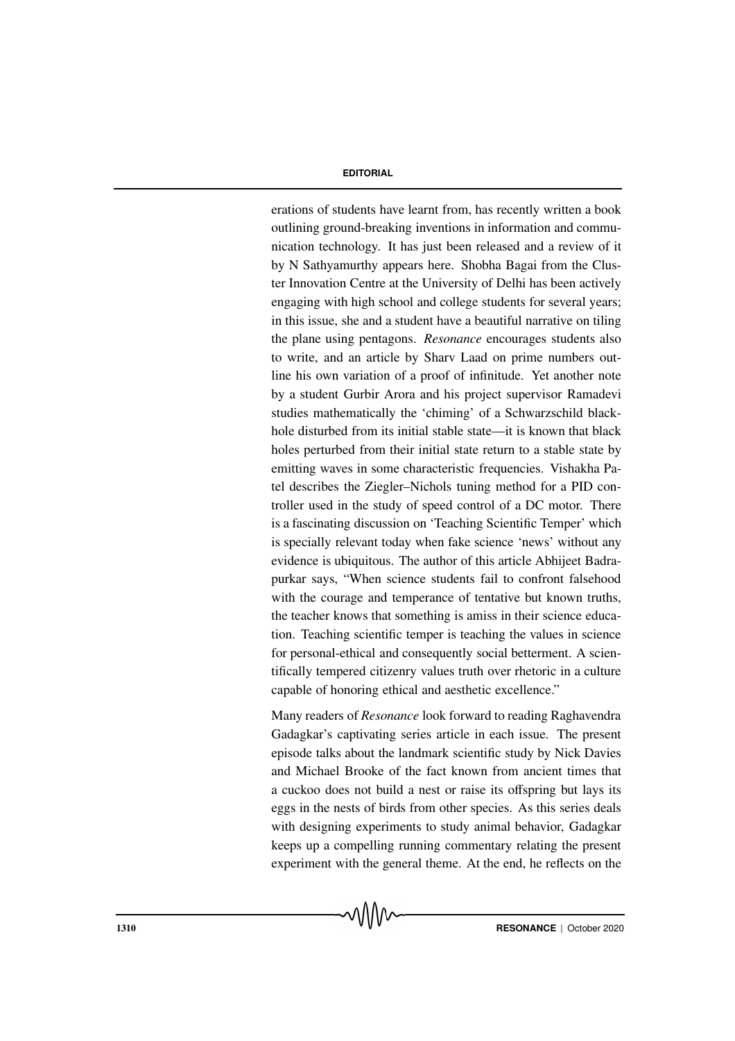erations of students have learnt from, has recently written a book outlining ground-breaking inventions in information and communication technology. It has just been released and a review of it by N Sathyamurthy appears here. Shobha Bagai from the Cluster Innovation Centre at the University of Delhi has been actively engaging with high school and college students for several years; in this issue, she and a student have a beautiful narrative on tiling the plane using pentagons. *Resonance* encourages students also to write, and an article by Sharv Laad on prime numbers outline his own variation of a proof of infinitude. Yet another note by a student Gurbir Arora and his project supervisor Ramadevi studies mathematically the 'chiming' of a Schwarzschild blackhole disturbed from its initial stable state—it is known that black holes perturbed from their initial state return to a stable state by emitting waves in some characteristic frequencies. Vishakha Patel describes the Ziegler–Nichols tuning method for a PID controller used in the study of speed control of a DC motor. There is a fascinating discussion on 'Teaching Scientific Temper' which is specially relevant today when fake science 'news' without any evidence is ubiquitous. The author of this article Abhijeet Badrapurkar says, "When science students fail to confront falsehood with the courage and temperance of tentative but known truths, the teacher knows that something is amiss in their science education. Teaching scientific temper is teaching the values in science for personal-ethical and consequently social betterment. A scientifically tempered citizenry values truth over rhetoric in a culture capable of honoring ethical and aesthetic excellence."

Many readers of *Resonance* look forward to reading Raghavendra Gadagkar's captivating series article in each issue. The present episode talks about the landmark scientific study by Nick Davies and Michael Brooke of the fact known from ancient times that a cuckoo does not build a nest or raise its offspring but lays its eggs in the nests of birds from other species. As this series deals with designing experiments to study animal behavior, Gadagkar keeps up a compelling running commentary relating the present experiment with the general theme. At the end, he reflects on the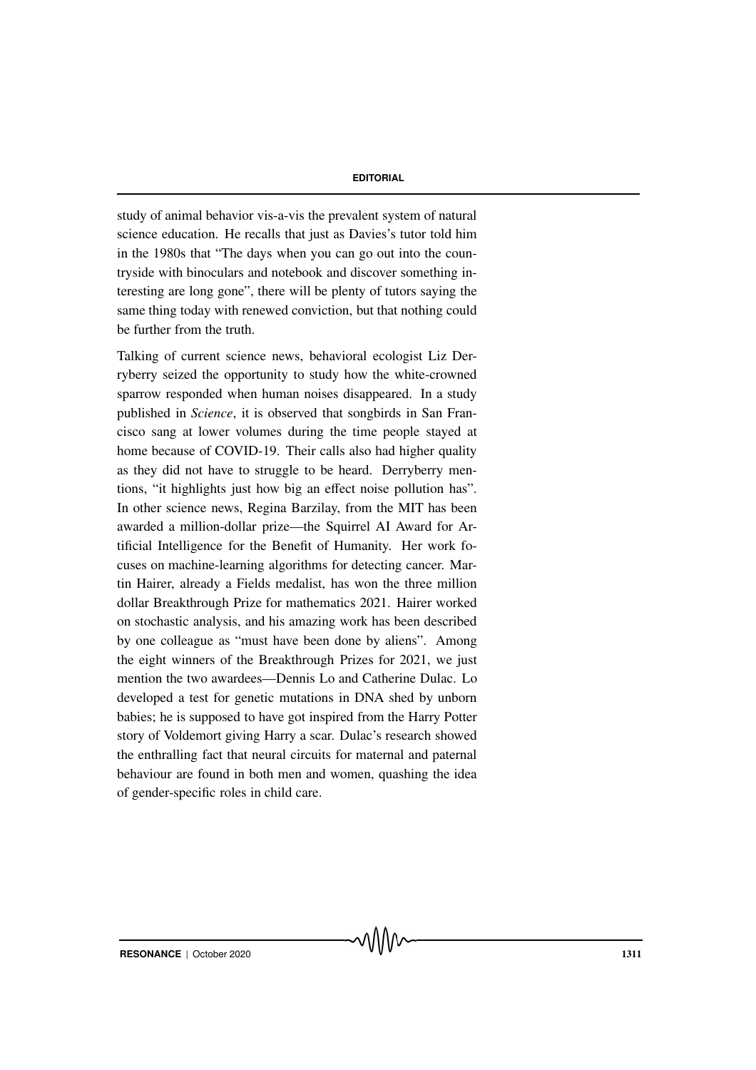study of animal behavior vis-a-vis the prevalent system of natural science education. He recalls that just as Davies's tutor told him in the 1980s that "The days when you can go out into the countryside with binoculars and notebook and discover something interesting are long gone", there will be plenty of tutors saying the same thing today with renewed conviction, but that nothing could be further from the truth.

Talking of current science news, behavioral ecologist Liz Derryberry seized the opportunity to study how the white-crowned sparrow responded when human noises disappeared. In a study published in *Science*, it is observed that songbirds in San Francisco sang at lower volumes during the time people stayed at home because of COVID-19. Their calls also had higher quality as they did not have to struggle to be heard. Derryberry mentions, "it highlights just how big an effect noise pollution has". In other science news, Regina Barzilay, from the MIT has been awarded a million-dollar prize—the Squirrel AI Award for Artificial Intelligence for the Benefit of Humanity. Her work focuses on machine-learning algorithms for detecting cancer. Martin Hairer, already a Fields medalist, has won the three million dollar Breakthrough Prize for mathematics 2021. Hairer worked on stochastic analysis, and his amazing work has been described by one colleague as "must have been done by aliens". Among the eight winners of the Breakthrough Prizes for 2021, we just mention the two awardees—Dennis Lo and Catherine Dulac. Lo developed a test for genetic mutations in DNA shed by unborn babies; he is supposed to have got inspired from the Harry Potter story of Voldemort giving Harry a scar. Dulac's research showed the enthralling fact that neural circuits for maternal and paternal behaviour are found in both men and women, quashing the idea of gender-specific roles in child care.